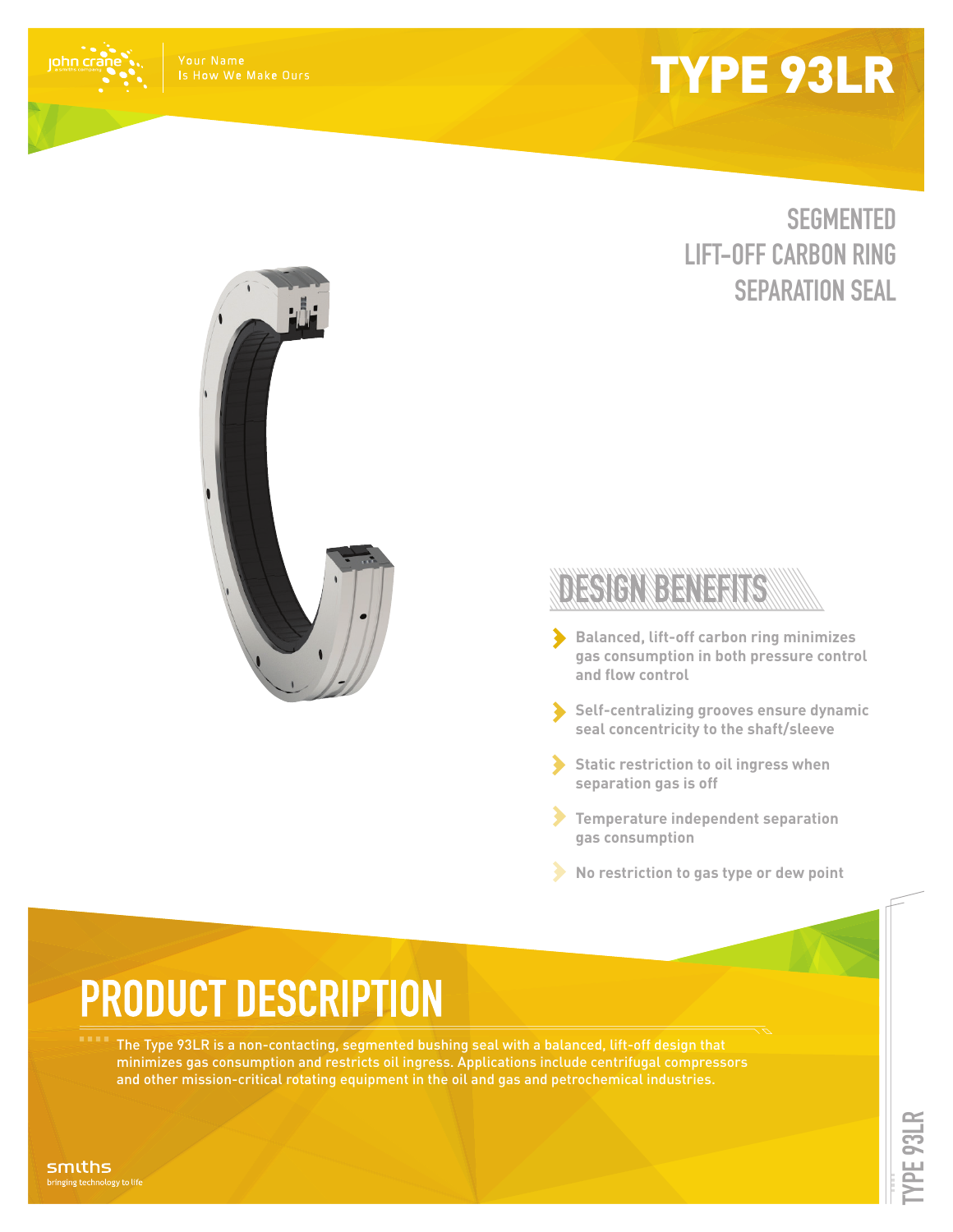# TYPE 93LR

## SEGMENTED LIFT-OFF CARBON RING SEPARATION SEAL

## DESIGN BENEFITS

- **Balanced, lift-off carbon ring minimizes gas consumption in both pressure control and flow control**
- **Self-centralizing grooves ensure dynamic seal concentricity to the shaft/sleeve**
- **Static restriction to oil ingress when separation gas is off**
- **Temperature independent separation gas consumption**
- **No restriction to gas type or dew point**

## PRODUCT DESCRIPTION

The Type 93LR is a non-contacting, segmented bushing seal with a balanced, lift-off design that minimizes gas consumption and restricts oil ingress. Applications include centrifugal compressors and other mission-critical rotating equipment in the oil and gas and petrochemical industries.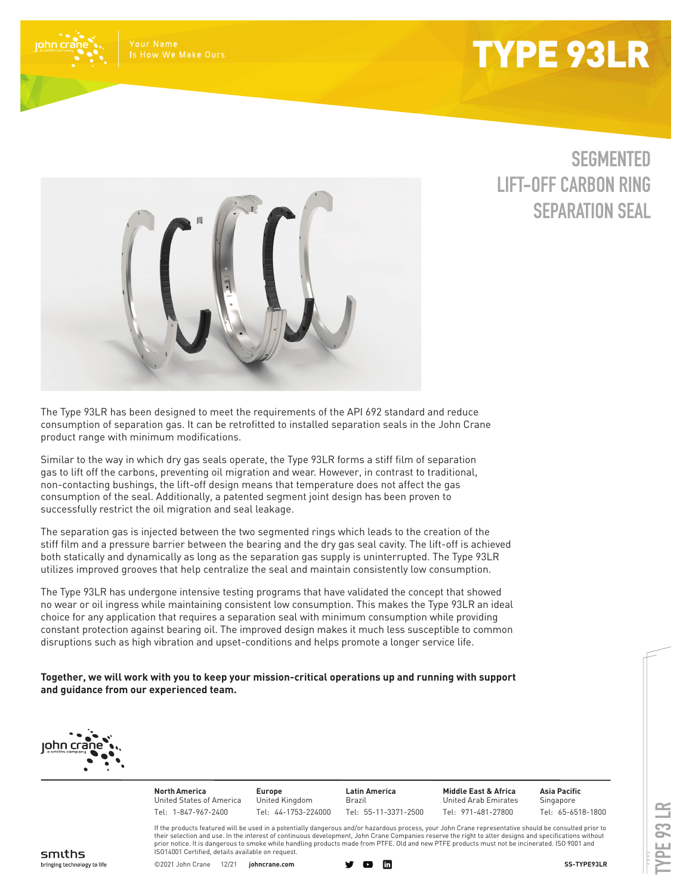# TYPE 93LR

## SEGMENTED LIFT-OFF CARBON RING SEPARATION SEAL

The Type 93LR has been designed to meet the requirements of the API 692 standard and reduce consumption of separation gas. It can be retrofitted to installed separation seals in the John Crane product range with minimum modifications.

Similar to the way in which dry gas seals operate, the Type 93LR forms a stiff film of separation gas to lift off the carbons, preventing oil migration and wear. However, in contrast to traditional, non-contacting bushings, the lift-off design means that temperature does not affect the gas consumption of the seal. Additionally, a patented segment joint design has been proven to successfully restrict the oil migration and seal leakage.

The separation gas is injected between the two segmented rings which leads to the creation of the stiff film and a pressure barrier between the bearing and the dry gas seal cavity. The lift-off is achieved both statically and dynamically as long as the separation gas supply is uninterrupted. The Type 93LR utilizes improved grooves that help centralize the seal and maintain consistently low consumption.

The Type 93LR has undergone intensive testing programs that have validated the concept that showed no wear or oil ingress while maintaining consistent low consumption. This makes the Type 93LR an ideal choice for any application that requires a separation seal with minimum consumption while providing constant protection against bearing oil. The improved design makes it much less susceptible to common disruptions such as high vibration and upset-conditions and helps promote a longer service life.

**Together, we will work with you to keep your mission-critical operations up and running with support and guidance from our experienced team.**

| North America | Europe | Latin America | Middle East & Africa | Asia Pacific |
|---|---|---|---|---|
| United States of America | United Kingdom | Brazil | United Arab Emirates | Singapore |
| Tel: 1-847-967-2400 | Tel: 44-1753-224000 | Tel: 55-11-3371-2500 | Tel: 971-481-27800 | Tel: 65-6518-1800 |

If the products featured will be used in a potentially dangerous and/or hazardous process, your John Crane representative should be consulted prior to their selection and use. In the interest of continuous development, John Crane Companies reserve the right to alter designs and specifications without prior notice. It is dangerous to smoke while handling products made from PTFE. Old and new PTFE products must not be incinerated. ISO 9001 and ISO14001 Certified, details available on request.

©2021 John Crane 12/21 **johncrane.com** **SS-TYPE93LR**